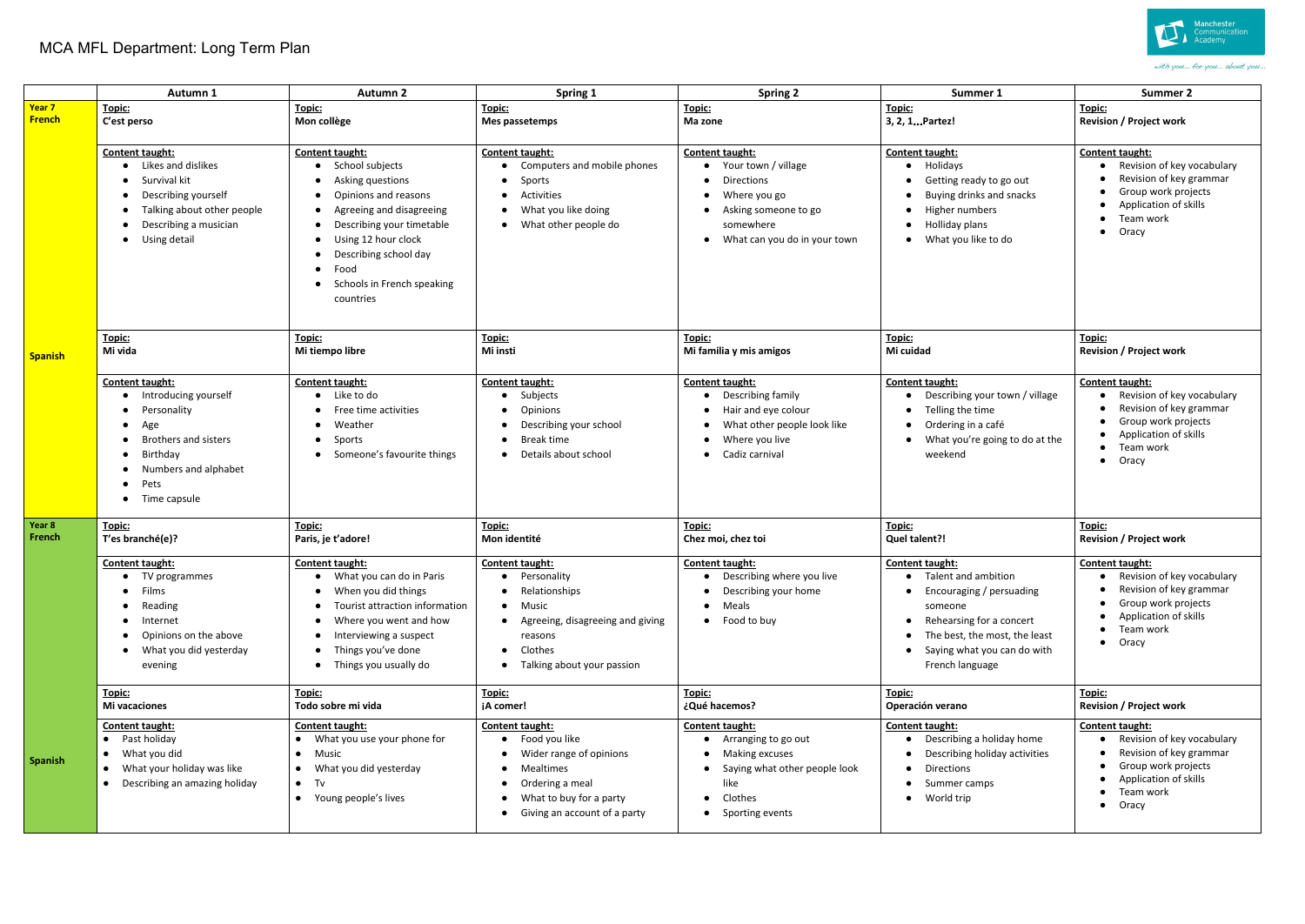# MCA MFL Department: Long Term Plan

| | Autumn 1 | Autumn 2 | Spring 1 | Spring 2 | Summer 1 | Summer 2 |
|---|---|---|---|---|---|---|
| **Year 7 French** | **Topic:** C'est perso | **Topic:** Mon collège | **Topic:** Mes passetemps | **Topic:** Ma zone | **Topic:** 3, 2, 1...Partez! | **Topic:** Revision / Project work |
| | **Content taught:**<br>• Likes and dislikes<br>• Survival kit<br>• Describing yourself<br>• Talking about other people<br>• Describing a musician<br>• Using detail | **Content taught:**<br>• School subjects<br>• Asking questions<br>• Opinions and reasons<br>• Agreeing and disagreeing<br>• Describing your timetable<br>• Using 12 hour clock<br>• Describing school day<br>• Food<br>• Schools in French speaking countries | **Content taught:**<br>• Computers and mobile phones<br>• Sports<br>• Activities<br>• What you like doing<br>• What other people do | **Content taught:**<br>• Your town / village<br>• Directions<br>• Where you go<br>• Asking someone to go somewhere<br>• What can you do in your town | **Content taught:**<br>• Holidays<br>• Getting ready to go out<br>• Buying drinks and snacks<br>• Higher numbers<br>• Holliday plans<br>• What you like to do | **Content taught:**<br>• Revision of key vocabulary<br>• Revision of key grammar<br>• Group work projects<br>• Application of skills<br>• Team work<br>• Oracy |
| **Spanish** | **Topic:** Mi vida | **Topic:** Mi tiempo libre | **Topic:** Mi insti | **Topic:** Mi familia y mis amigos | **Topic:** Mi cuidad | **Topic:** Revision / Project work |
| | **Content taught:**<br>• Introducing yourself<br>• Personality<br>• Age<br>• Brothers and sisters<br>• Birthday<br>• Numbers and alphabet<br>• Pets<br>• Time capsule | **Content taught:**<br>• Like to do<br>• Free time activities<br>• Weather<br>• Sports<br>• Someone's favourite things | **Content taught:**<br>• Subjects<br>• Opinions<br>• Describing your school<br>• Break time<br>• Details about school | **Content taught:**<br>• Describing family<br>• Hair and eye colour<br>• What other people look like<br>• Where you live<br>• Cadiz carnival | **Content taught:**<br>• Describing your town / village<br>• Telling the time<br>• Ordering in a café<br>• What you're going to do at the weekend | **Content taught:**<br>• Revision of key vocabulary<br>• Revision of key grammar<br>• Group work projects<br>• Application of skills<br>• Team work<br>• Oracy |
| **Year 8 French** | **Topic:** T'es branché(e)? | **Topic:** Paris, je t'adore! | **Topic:** Mon identité | **Topic:** Chez moi, chez toi | **Topic:** Quel talent?! | **Topic:** Revision / Project work |
| | **Content taught:**<br>• TV programmes<br>• Films<br>• Reading<br>• Internet<br>• Opinions on the above<br>• What you did yesterday evening | **Content taught:**<br>• What you can do in Paris<br>• When you did things<br>• Tourist attraction information<br>• Where you went and how<br>• Interviewing a suspect<br>• Things you've done<br>• Things you usually do | **Content taught:**<br>• Personality<br>• Relationships<br>• Music<br>• Agreeing, disagreeing and giving reasons<br>• Clothes<br>• Talking about your passion | **Content taught:**<br>• Describing where you live<br>• Describing your home<br>• Meals<br>• Food to buy | **Content taught:**<br>• Talent and ambition<br>• Encouraging / persuading someone<br>• Rehearsing for a concert<br>• The best, the most, the least<br>• Saying what you can do with French language | **Content taught:**<br>• Revision of key vocabulary<br>• Revision of key grammar<br>• Group work projects<br>• Application of skills<br>• Team work<br>• Oracy |
| **Spanish** | **Topic:** Mi vacaciones | **Topic:** Todo sobre mi vida | **Topic:** ¡A comer! | **Topic:** ¿Qué hacemos? | **Topic:** Operación verano | **Topic:** Revision / Project work |
| | **Content taught:**<br>• Past holiday<br>• What you did<br>• What your holiday was like<br>• Describing an amazing holiday | **Content taught:**<br>• What you use your phone for<br>• Music<br>• What you did yesterday<br>• Tv<br>• Young people's lives | **Content taught:**<br>• Food you like<br>• Wider range of opinions<br>• Mealtimes<br>• Ordering a meal<br>• What to buy for a party<br>• Giving an account of a party | **Content taught:**<br>• Arranging to go out<br>• Making excuses<br>• Saying what other people look like<br>• Clothes<br>• Sporting events | **Content taught:**<br>• Describing a holiday home<br>• Describing holiday activities<br>• Directions<br>• Summer camps<br>• World trip | **Content taught:**<br>• Revision of key vocabulary<br>• Revision of key grammar<br>• Group work projects<br>• Application of skills<br>• Team work<br>• Oracy |